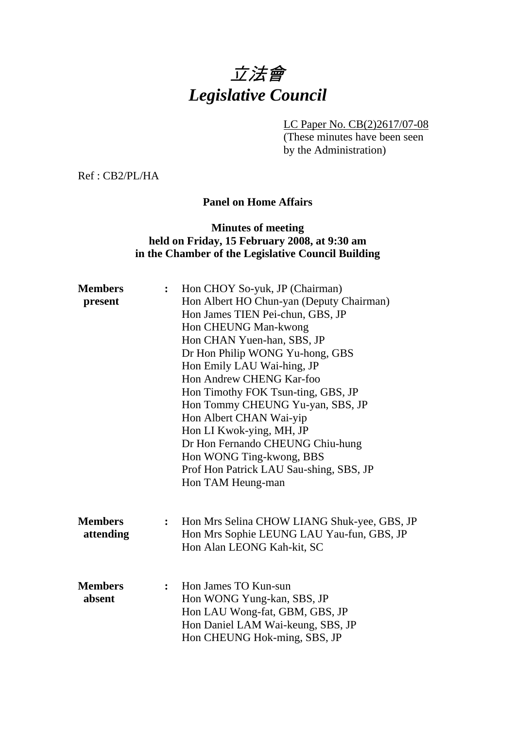# *立法會*
# *Legislative Council*

LC Paper No. CB(2)2617/07-08
(These minutes have been seen by the Administration)

Ref : CB2/PL/HA

**Panel on Home Affairs**

**Minutes of meeting**
**held on Friday, 15 February 2008, at 9:30 am**
**in the Chamber of the Legislative Council Building**

| | | |
|---|---|---|
| **Members present** | **:** | Hon CHOY So-yuk, JP (Chairman)<br>Hon Albert HO Chun-yan (Deputy Chairman)<br>Hon James TIEN Pei-chun, GBS, JP<br>Hon CHEUNG Man-kwong<br>Hon CHAN Yuen-han, SBS, JP<br>Dr Hon Philip WONG Yu-hong, GBS<br>Hon Emily LAU Wai-hing, JP<br>Hon Andrew CHENG Kar-foo<br>Hon Timothy FOK Tsun-ting, GBS, JP<br>Hon Tommy CHEUNG Yu-yan, SBS, JP<br>Hon Albert CHAN Wai-yip<br>Hon LI Kwok-ying, MH, JP<br>Dr Hon Fernando CHEUNG Chiu-hung<br>Hon WONG Ting-kwong, BBS<br>Prof Hon Patrick LAU Sau-shing, SBS, JP<br>Hon TAM Heung-man |
| **Members attending** | **:** | Hon Mrs Selina CHOW LIANG Shuk-yee, GBS, JP<br>Hon Mrs Sophie LEUNG LAU Yau-fun, GBS, JP<br>Hon Alan LEONG Kah-kit, SC |
| **Members absent** | **:** | Hon James TO Kun-sun<br>Hon WONG Yung-kan, SBS, JP<br>Hon LAU Wong-fat, GBM, GBS, JP<br>Hon Daniel LAM Wai-keung, SBS, JP<br>Hon CHEUNG Hok-ming, SBS, JP |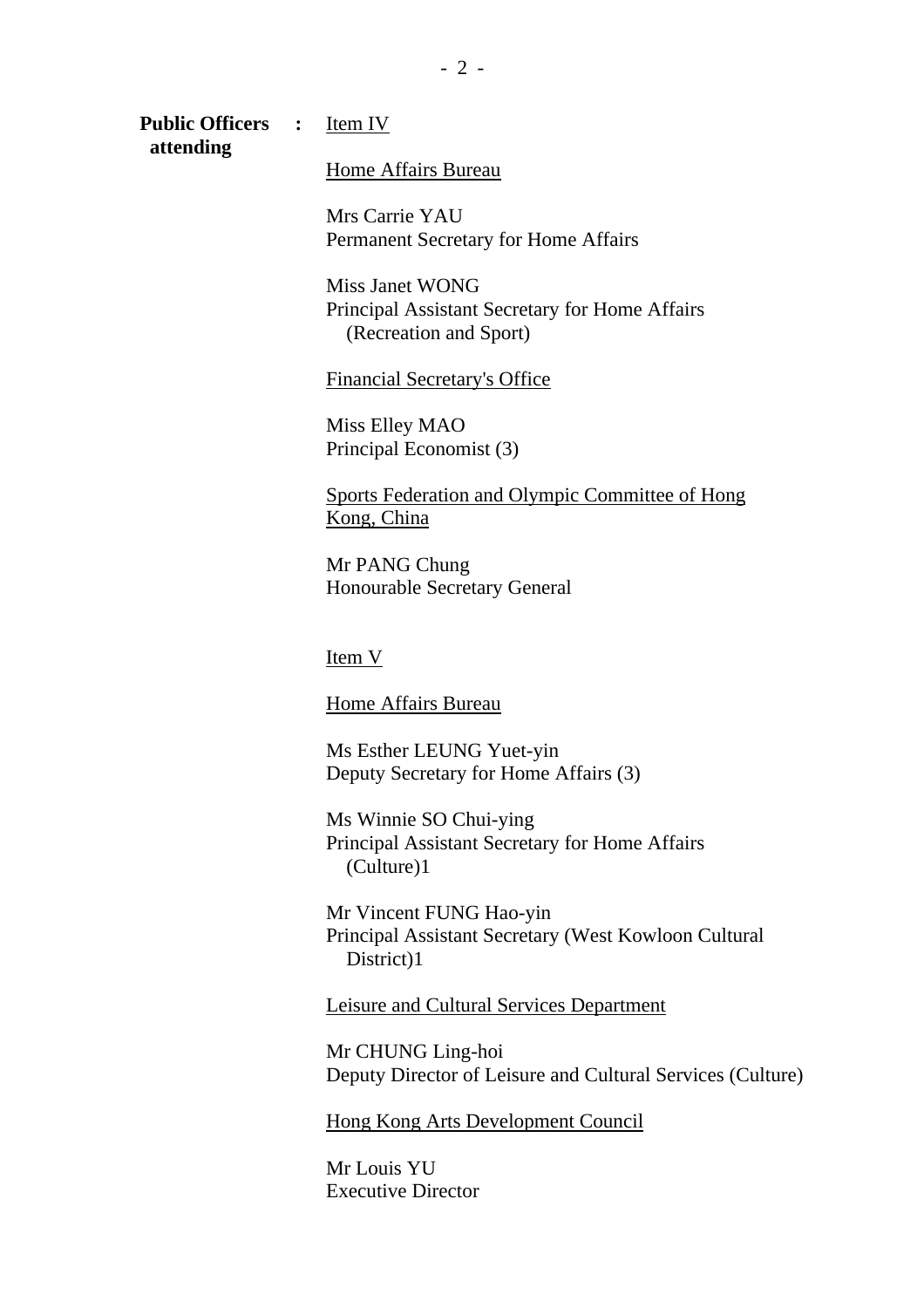**Public Officers attending** : Item IV

Home Affairs Bureau

Mrs Carrie YAU
Permanent Secretary for Home Affairs

Miss Janet WONG
Principal Assistant Secretary for Home Affairs (Recreation and Sport)

Financial Secretary's Office

Miss Elley MAO
Principal Economist (3)

Sports Federation and Olympic Committee of Hong Kong, China

Mr PANG Chung
Honourable Secretary General

Item V

Home Affairs Bureau

Ms Esther LEUNG Yuet-yin
Deputy Secretary for Home Affairs (3)

Ms Winnie SO Chui-ying
Principal Assistant Secretary for Home Affairs (Culture)1

Mr Vincent FUNG Hao-yin
Principal Assistant Secretary (West Kowloon Cultural District)1

Leisure and Cultural Services Department

Mr CHUNG Ling-hoi
Deputy Director of Leisure and Cultural Services (Culture)

Hong Kong Arts Development Council

Mr Louis YU
Executive Director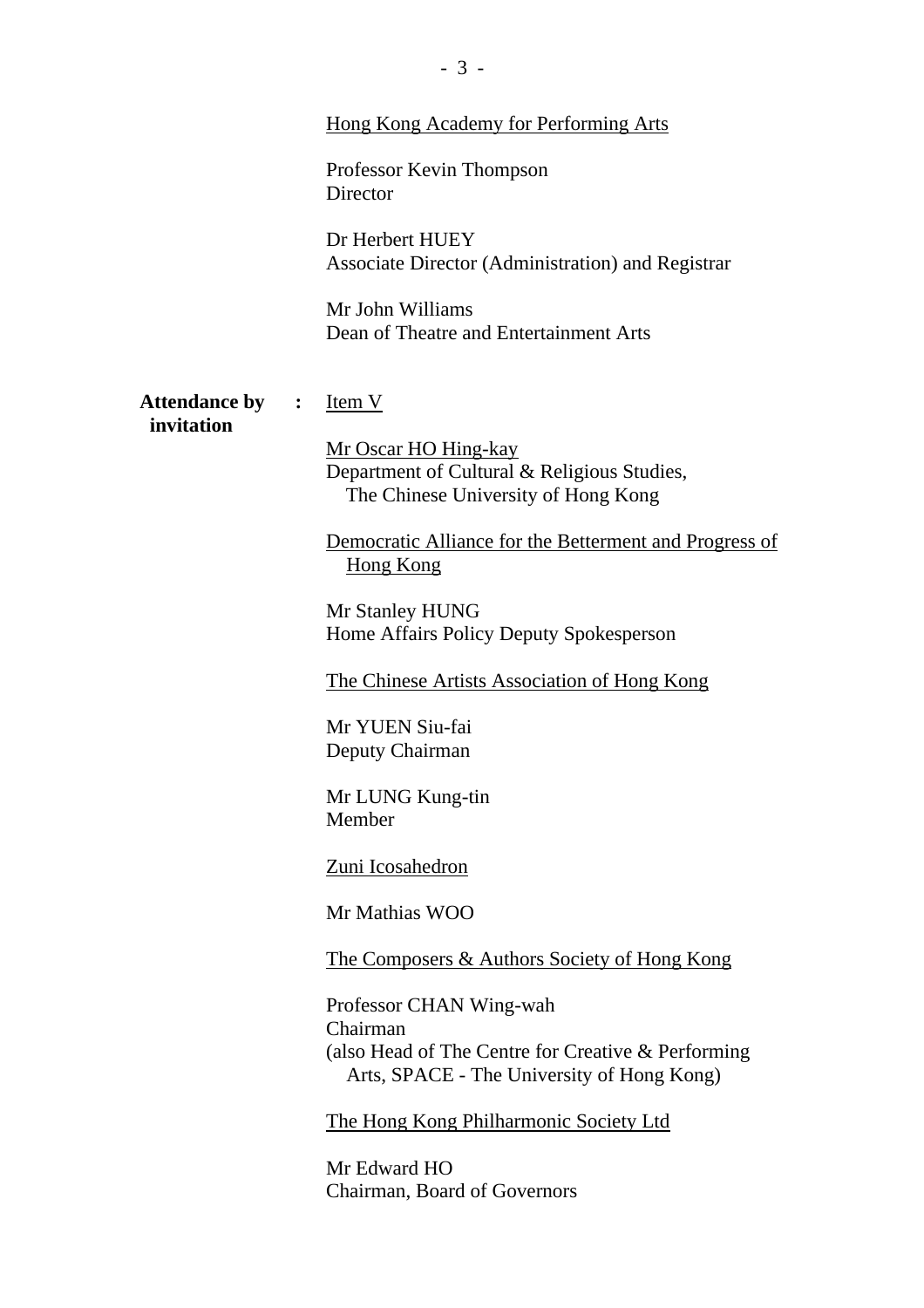<u>Hong Kong Academy for Performing Arts</u>

Professor Kevin Thompson
Director

Dr Herbert HUEY
Associate Director (Administration) and Registrar

Mr John Williams
Dean of Theatre and Entertainment Arts

**Attendance by invitation** : <u>Item V</u>

<u>Mr Oscar HO Hing-kay</u>
Department of Cultural & Religious Studies,
The Chinese University of Hong Kong

<u>Democratic Alliance for the Betterment and Progress of Hong Kong</u>

Mr Stanley HUNG
Home Affairs Policy Deputy Spokesperson

<u>The Chinese Artists Association of Hong Kong</u>

Mr YUEN Siu-fai
Deputy Chairman

Mr LUNG Kung-tin
Member

<u>Zuni Icosahedron</u>

Mr Mathias WOO

<u>The Composers & Authors Society of Hong Kong</u>

Professor CHAN Wing-wah
Chairman
(also Head of The Centre for Creative & Performing Arts, SPACE - The University of Hong Kong)

<u>The Hong Kong Philharmonic Society Ltd</u>

Mr Edward HO
Chairman, Board of Governors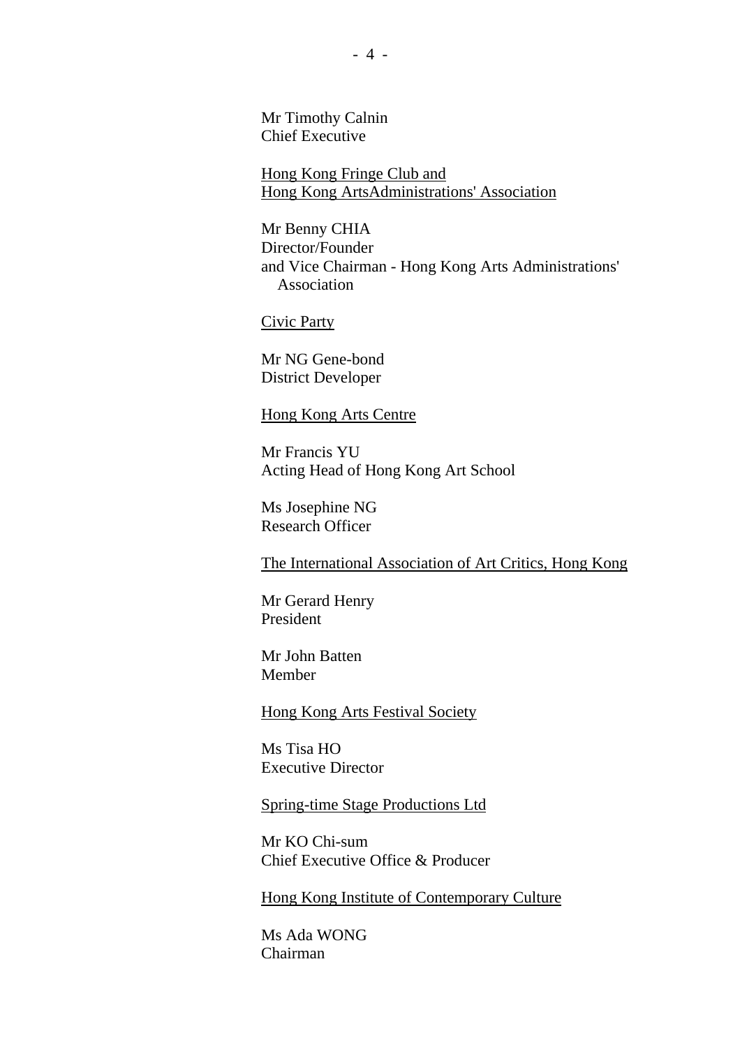Mr Timothy Calnin
Chief Executive

<u>Hong Kong Fringe Club and</u>
<u>Hong Kong ArtsAdministrations' Association</u>

Mr Benny CHIA
Director/Founder
and Vice Chairman - Hong Kong Arts Administrations' Association

<u>Civic Party</u>

Mr NG Gene-bond
District Developer

<u>Hong Kong Arts Centre</u>

Mr Francis YU
Acting Head of Hong Kong Art School

Ms Josephine NG
Research Officer

<u>The International Association of Art Critics, Hong Kong</u>

Mr Gerard Henry
President

Mr John Batten
Member

<u>Hong Kong Arts Festival Society</u>

Ms Tisa HO
Executive Director

<u>Spring-time Stage Productions Ltd</u>

Mr KO Chi-sum
Chief Executive Office & Producer

<u>Hong Kong Institute of Contemporary Culture</u>

Ms Ada WONG
Chairman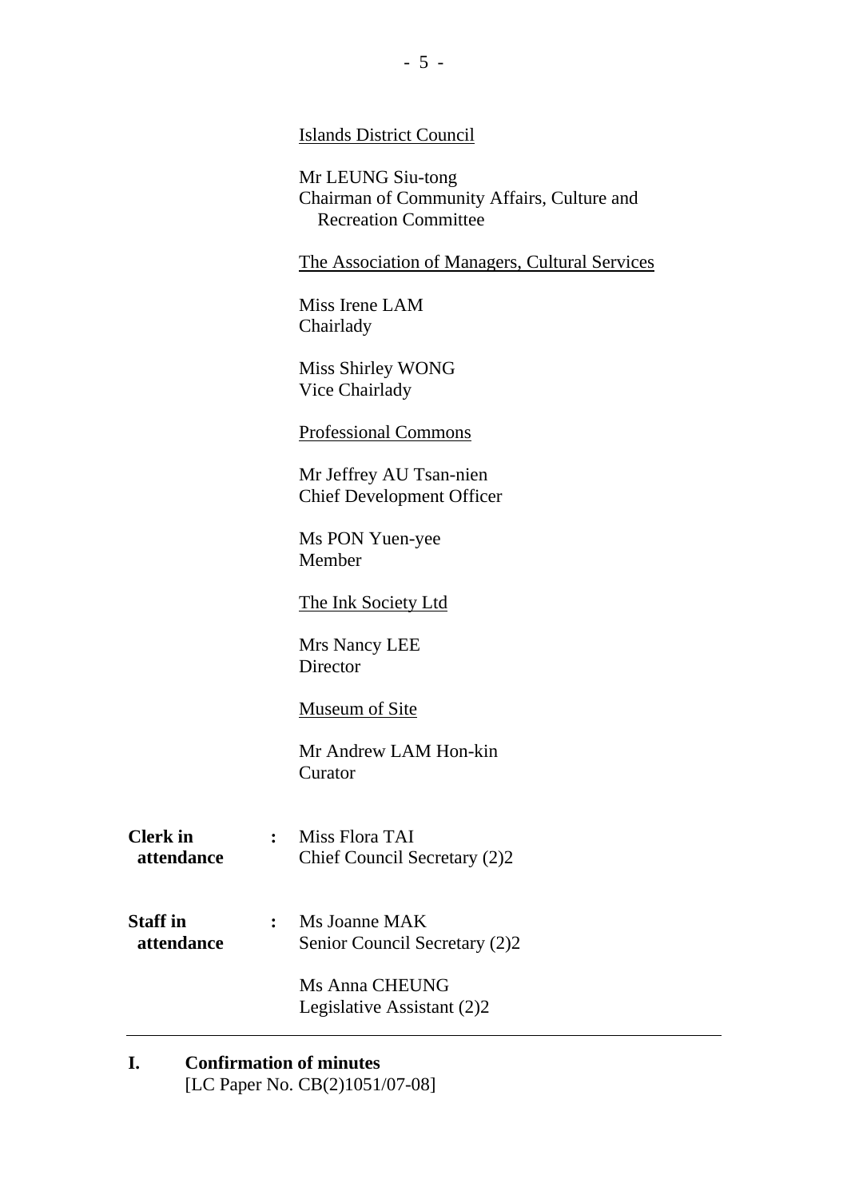<u>Islands District Council</u>

Mr LEUNG Siu-tong
Chairman of Community Affairs, Culture and Recreation Committee

<u>The Association of Managers, Cultural Services</u>

Miss Irene LAM
Chairlady

Miss Shirley WONG
Vice Chairlady

<u>Professional Commons</u>

Mr Jeffrey AU Tsan-nien
Chief Development Officer

Ms PON Yuen-yee
Member

<u>The Ink Society Ltd</u>

Mrs Nancy LEE
Director

<u>Museum of Site</u>

Mr Andrew LAM Hon-kin
Curator

**Clerk in attendance** : Miss Flora TAI
Chief Council Secretary (2)2

**Staff in attendance** : Ms Joanne MAK
Senior Council Secretary (2)2

Ms Anna CHEUNG
Legislative Assistant (2)2

---

## I. Confirmation of minutes

[LC Paper No. CB(2)1051/07-08]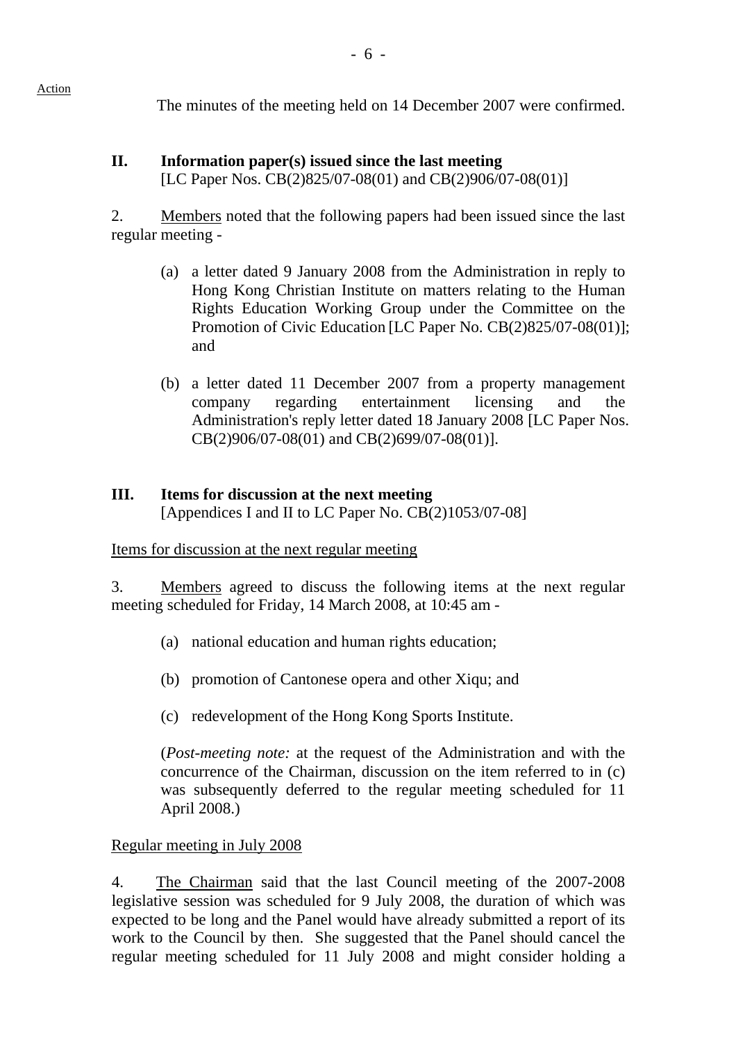Action

The minutes of the meeting held on 14 December 2007 were confirmed.

## II. Information paper(s) issued since the last meeting

[LC Paper Nos. CB(2)825/07-08(01) and CB(2)906/07-08(01)]

2. Members noted that the following papers had been issued since the last regular meeting -

(a) a letter dated 9 January 2008 from the Administration in reply to Hong Kong Christian Institute on matters relating to the Human Rights Education Working Group under the Committee on the Promotion of Civic Education [LC Paper No. CB(2)825/07-08(01)]; and

(b) a letter dated 11 December 2007 from a property management company regarding entertainment licensing and the Administration's reply letter dated 18 January 2008 [LC Paper Nos. CB(2)906/07-08(01) and CB(2)699/07-08(01)].

## III. Items for discussion at the next meeting

[Appendices I and II to LC Paper No. CB(2)1053/07-08]

Items for discussion at the next regular meeting

3. Members agreed to discuss the following items at the next regular meeting scheduled for Friday, 14 March 2008, at 10:45 am -

(a) national education and human rights education;

(b) promotion of Cantonese opera and other Xiqu; and

(c) redevelopment of the Hong Kong Sports Institute.

(*Post-meeting note:* at the request of the Administration and with the concurrence of the Chairman, discussion on the item referred to in (c) was subsequently deferred to the regular meeting scheduled for 11 April 2008.)

Regular meeting in July 2008

4. The Chairman said that the last Council meeting of the 2007-2008 legislative session was scheduled for 9 July 2008, the duration of which was expected to be long and the Panel would have already submitted a report of its work to the Council by then. She suggested that the Panel should cancel the regular meeting scheduled for 11 July 2008 and might consider holding a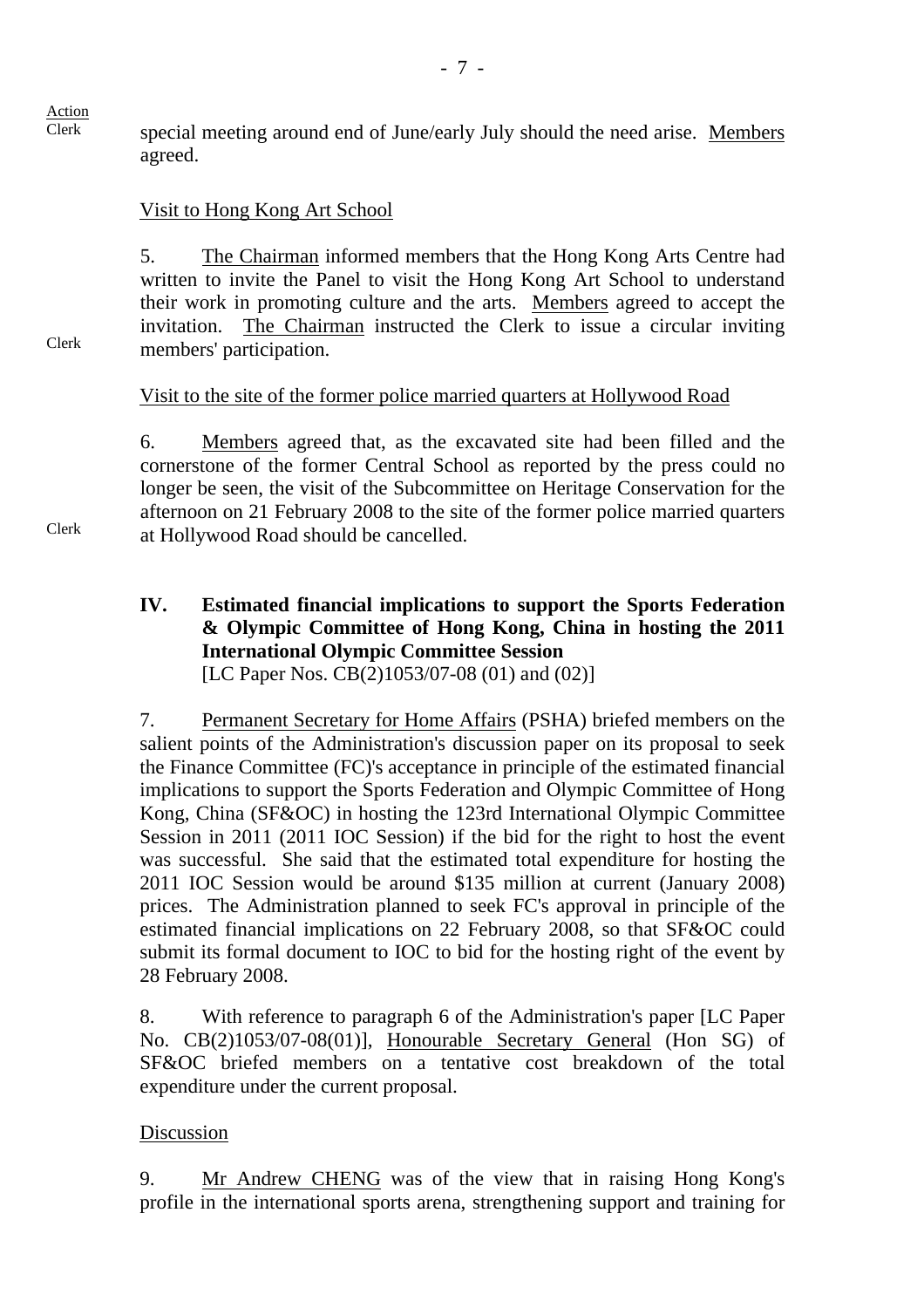Action
Clerk

special meeting around end of June/early July should the need arise. Members agreed.

Visit to Hong Kong Art School

5. The Chairman informed members that the Hong Kong Arts Centre had written to invite the Panel to visit the Hong Kong Art School to understand their work in promoting culture and the arts. Members agreed to accept the invitation. The Chairman instructed the Clerk to issue a circular inviting members' participation.

Clerk

Visit to the site of the former police married quarters at Hollywood Road

6. Members agreed that, as the excavated site had been filled and the cornerstone of the former Central School as reported by the press could no longer be seen, the visit of the Subcommittee on Heritage Conservation for the afternoon on 21 February 2008 to the site of the former police married quarters at Hollywood Road should be cancelled.

Clerk

## IV. Estimated financial implications to support the Sports Federation & Olympic Committee of Hong Kong, China in hosting the 2011 International Olympic Committee Session

[LC Paper Nos. CB(2)1053/07-08 (01) and (02)]

7. Permanent Secretary for Home Affairs (PSHA) briefed members on the salient points of the Administration's discussion paper on its proposal to seek the Finance Committee (FC)'s acceptance in principle of the estimated financial implications to support the Sports Federation and Olympic Committee of Hong Kong, China (SF&OC) in hosting the 123rd International Olympic Committee Session in 2011 (2011 IOC Session) if the bid for the right to host the event was successful. She said that the estimated total expenditure for hosting the 2011 IOC Session would be around $135 million at current (January 2008) prices. The Administration planned to seek FC's approval in principle of the estimated financial implications on 22 February 2008, so that SF&OC could submit its formal document to IOC to bid for the hosting right of the event by 28 February 2008.

8. With reference to paragraph 6 of the Administration's paper [LC Paper No. CB(2)1053/07-08(01)], Honourable Secretary General (Hon SG) of SF&OC briefed members on a tentative cost breakdown of the total expenditure under the current proposal.

Discussion

9. Mr Andrew CHENG was of the view that in raising Hong Kong's profile in the international sports arena, strengthening support and training for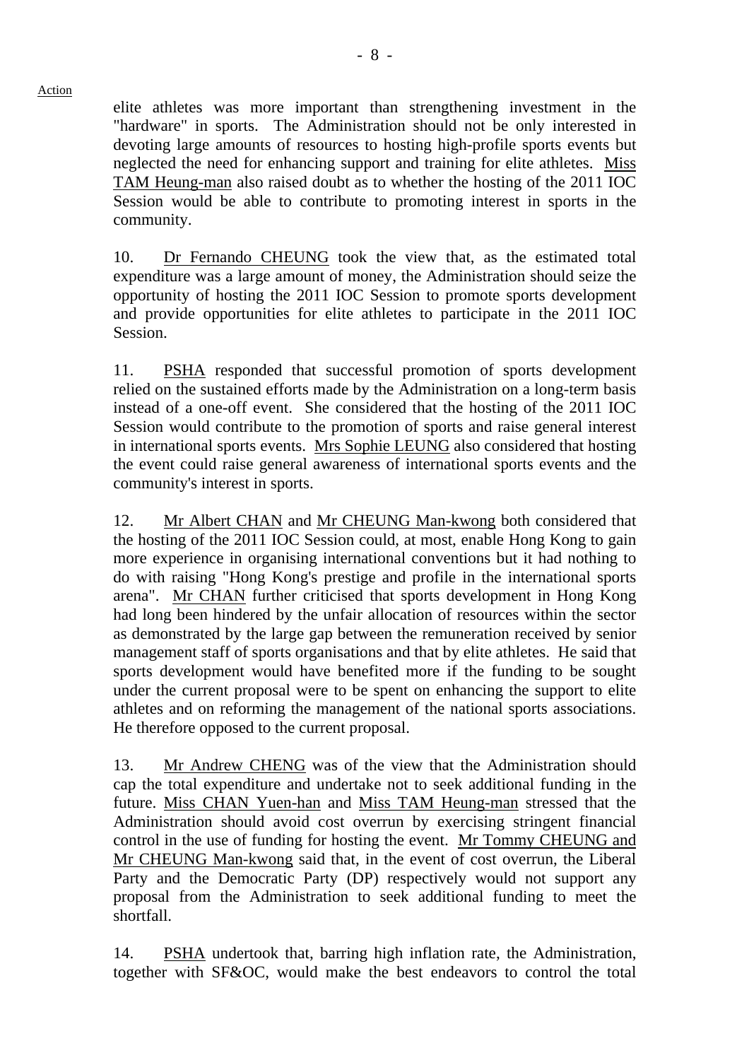elite athletes was more important than strengthening investment in the "hardware" in sports. The Administration should not be only interested in devoting large amounts of resources to hosting high-profile sports events but neglected the need for enhancing support and training for elite athletes. Miss TAM Heung-man also raised doubt as to whether the hosting of the 2011 IOC Session would be able to contribute to promoting interest in sports in the community.

10. Dr Fernando CHEUNG took the view that, as the estimated total expenditure was a large amount of money, the Administration should seize the opportunity of hosting the 2011 IOC Session to promote sports development and provide opportunities for elite athletes to participate in the 2011 IOC Session.

11. PSHA responded that successful promotion of sports development relied on the sustained efforts made by the Administration on a long-term basis instead of a one-off event. She considered that the hosting of the 2011 IOC Session would contribute to the promotion of sports and raise general interest in international sports events. Mrs Sophie LEUNG also considered that hosting the event could raise general awareness of international sports events and the community's interest in sports.

12. Mr Albert CHAN and Mr CHEUNG Man-kwong both considered that the hosting of the 2011 IOC Session could, at most, enable Hong Kong to gain more experience in organising international conventions but it had nothing to do with raising "Hong Kong's prestige and profile in the international sports arena". Mr CHAN further criticised that sports development in Hong Kong had long been hindered by the unfair allocation of resources within the sector as demonstrated by the large gap between the remuneration received by senior management staff of sports organisations and that by elite athletes. He said that sports development would have benefited more if the funding to be sought under the current proposal were to be spent on enhancing the support to elite athletes and on reforming the management of the national sports associations. He therefore opposed to the current proposal.

13. Mr Andrew CHENG was of the view that the Administration should cap the total expenditure and undertake not to seek additional funding in the future. Miss CHAN Yuen-han and Miss TAM Heung-man stressed that the Administration should avoid cost overrun by exercising stringent financial control in the use of funding for hosting the event. Mr Tommy CHEUNG and Mr CHEUNG Man-kwong said that, in the event of cost overrun, the Liberal Party and the Democratic Party (DP) respectively would not support any proposal from the Administration to seek additional funding to meet the shortfall.

14. PSHA undertook that, barring high inflation rate, the Administration, together with SF&OC, would make the best endeavors to control the total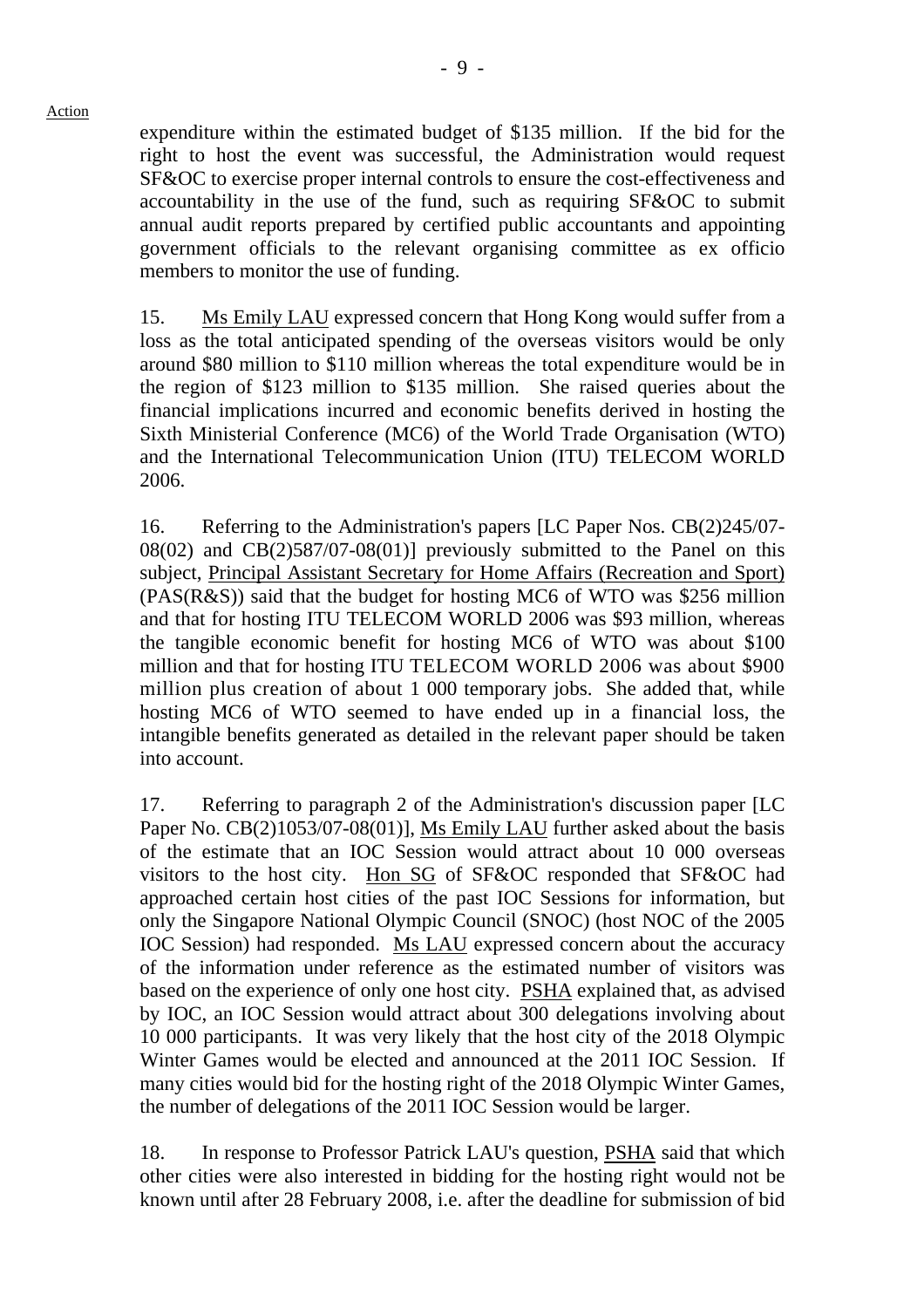Action

expenditure within the estimated budget of $135 million. If the bid for the right to host the event was successful, the Administration would request SF&OC to exercise proper internal controls to ensure the cost-effectiveness and accountability in the use of the fund, such as requiring SF&OC to submit annual audit reports prepared by certified public accountants and appointing government officials to the relevant organising committee as ex officio members to monitor the use of funding.

15. Ms Emily LAU expressed concern that Hong Kong would suffer from a loss as the total anticipated spending of the overseas visitors would be only around $80 million to $110 million whereas the total expenditure would be in the region of $123 million to $135 million. She raised queries about the financial implications incurred and economic benefits derived in hosting the Sixth Ministerial Conference (MC6) of the World Trade Organisation (WTO) and the International Telecommunication Union (ITU) TELECOM WORLD 2006.

16. Referring to the Administration's papers [LC Paper Nos. CB(2)245/07-08(02) and CB(2)587/07-08(01)] previously submitted to the Panel on this subject, Principal Assistant Secretary for Home Affairs (Recreation and Sport) (PAS(R&S)) said that the budget for hosting MC6 of WTO was $256 million and that for hosting ITU TELECOM WORLD 2006 was $93 million, whereas the tangible economic benefit for hosting MC6 of WTO was about $100 million and that for hosting ITU TELECOM WORLD 2006 was about $900 million plus creation of about 1 000 temporary jobs. She added that, while hosting MC6 of WTO seemed to have ended up in a financial loss, the intangible benefits generated as detailed in the relevant paper should be taken into account.

17. Referring to paragraph 2 of the Administration's discussion paper [LC Paper No. CB(2)1053/07-08(01)], Ms Emily LAU further asked about the basis of the estimate that an IOC Session would attract about 10 000 overseas visitors to the host city. Hon SG of SF&OC responded that SF&OC had approached certain host cities of the past IOC Sessions for information, but only the Singapore National Olympic Council (SNOC) (host NOC of the 2005 IOC Session) had responded. Ms LAU expressed concern about the accuracy of the information under reference as the estimated number of visitors was based on the experience of only one host city. PSHA explained that, as advised by IOC, an IOC Session would attract about 300 delegations involving about 10 000 participants. It was very likely that the host city of the 2018 Olympic Winter Games would be elected and announced at the 2011 IOC Session. If many cities would bid for the hosting right of the 2018 Olympic Winter Games, the number of delegations of the 2011 IOC Session would be larger.

18. In response to Professor Patrick LAU's question, PSHA said that which other cities were also interested in bidding for the hosting right would not be known until after 28 February 2008, i.e. after the deadline for submission of bid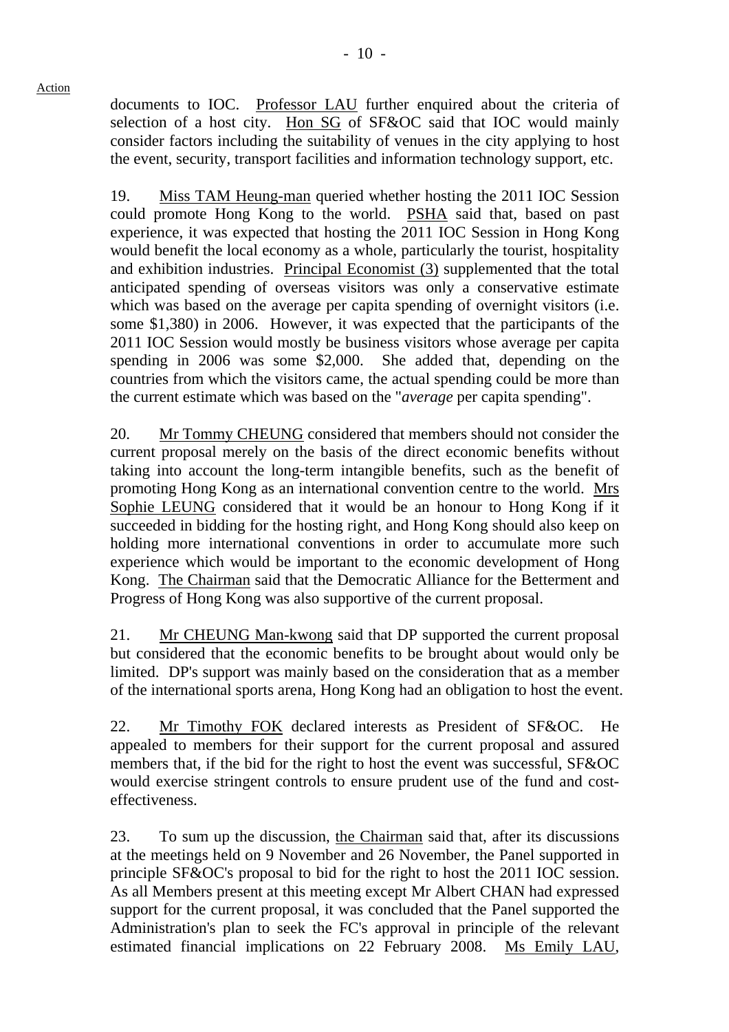documents to IOC. Professor LAU further enquired about the criteria of selection of a host city. Hon SG of SF&OC said that IOC would mainly consider factors including the suitability of venues in the city applying to host the event, security, transport facilities and information technology support, etc.

19. Miss TAM Heung-man queried whether hosting the 2011 IOC Session could promote Hong Kong to the world. PSHA said that, based on past experience, it was expected that hosting the 2011 IOC Session in Hong Kong would benefit the local economy as a whole, particularly the tourist, hospitality and exhibition industries. Principal Economist (3) supplemented that the total anticipated spending of overseas visitors was only a conservative estimate which was based on the average per capita spending of overnight visitors (i.e. some $1,380) in 2006. However, it was expected that the participants of the 2011 IOC Session would mostly be business visitors whose average per capita spending in 2006 was some $2,000. She added that, depending on the countries from which the visitors came, the actual spending could be more than the current estimate which was based on the "*average* per capita spending".

20. Mr Tommy CHEUNG considered that members should not consider the current proposal merely on the basis of the direct economic benefits without taking into account the long-term intangible benefits, such as the benefit of promoting Hong Kong as an international convention centre to the world. Mrs Sophie LEUNG considered that it would be an honour to Hong Kong if it succeeded in bidding for the hosting right, and Hong Kong should also keep on holding more international conventions in order to accumulate more such experience which would be important to the economic development of Hong Kong. The Chairman said that the Democratic Alliance for the Betterment and Progress of Hong Kong was also supportive of the current proposal.

21. Mr CHEUNG Man-kwong said that DP supported the current proposal but considered that the economic benefits to be brought about would only be limited. DP's support was mainly based on the consideration that as a member of the international sports arena, Hong Kong had an obligation to host the event.

22. Mr Timothy FOK declared interests as President of SF&OC. He appealed to members for their support for the current proposal and assured members that, if the bid for the right to host the event was successful, SF&OC would exercise stringent controls to ensure prudent use of the fund and cost-effectiveness.

23. To sum up the discussion, the Chairman said that, after its discussions at the meetings held on 9 November and 26 November, the Panel supported in principle SF&OC's proposal to bid for the right to host the 2011 IOC session. As all Members present at this meeting except Mr Albert CHAN had expressed support for the current proposal, it was concluded that the Panel supported the Administration's plan to seek the FC's approval in principle of the relevant estimated financial implications on 22 February 2008. Ms Emily LAU,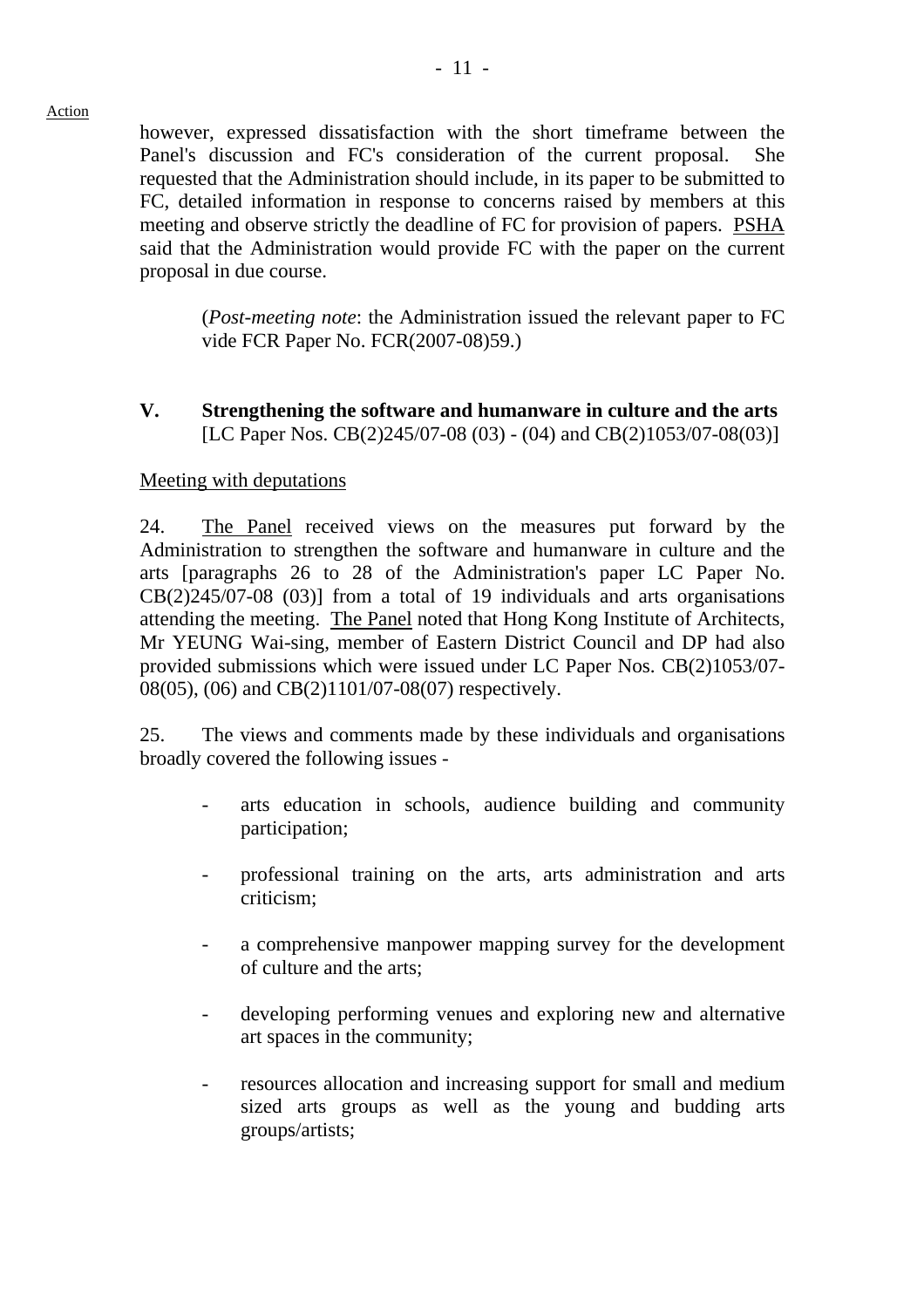Action

however, expressed dissatisfaction with the short timeframe between the Panel's discussion and FC's consideration of the current proposal. She requested that the Administration should include, in its paper to be submitted to FC, detailed information in response to concerns raised by members at this meeting and observe strictly the deadline of FC for provision of papers. PSHA said that the Administration would provide FC with the paper on the current proposal in due course.

> (*Post-meeting note*: the Administration issued the relevant paper to FC vide FCR Paper No. FCR(2007-08)59.)

**V. Strengthening the software and humanware in culture and the arts**
[LC Paper Nos. CB(2)245/07-08 (03) - (04) and CB(2)1053/07-08(03)]

Meeting with deputations

24. The Panel received views on the measures put forward by the Administration to strengthen the software and humanware in culture and the arts [paragraphs 26 to 28 of the Administration's paper LC Paper No. CB(2)245/07-08 (03)] from a total of 19 individuals and arts organisations attending the meeting. The Panel noted that Hong Kong Institute of Architects, Mr YEUNG Wai-sing, member of Eastern District Council and DP had also provided submissions which were issued under LC Paper Nos. CB(2)1053/07-08(05), (06) and CB(2)1101/07-08(07) respectively.

25. The views and comments made by these individuals and organisations broadly covered the following issues -

- arts education in schools, audience building and community participation;
- professional training on the arts, arts administration and arts criticism;
- a comprehensive manpower mapping survey for the development of culture and the arts;
- developing performing venues and exploring new and alternative art spaces in the community;
- resources allocation and increasing support for small and medium sized arts groups as well as the young and budding arts groups/artists;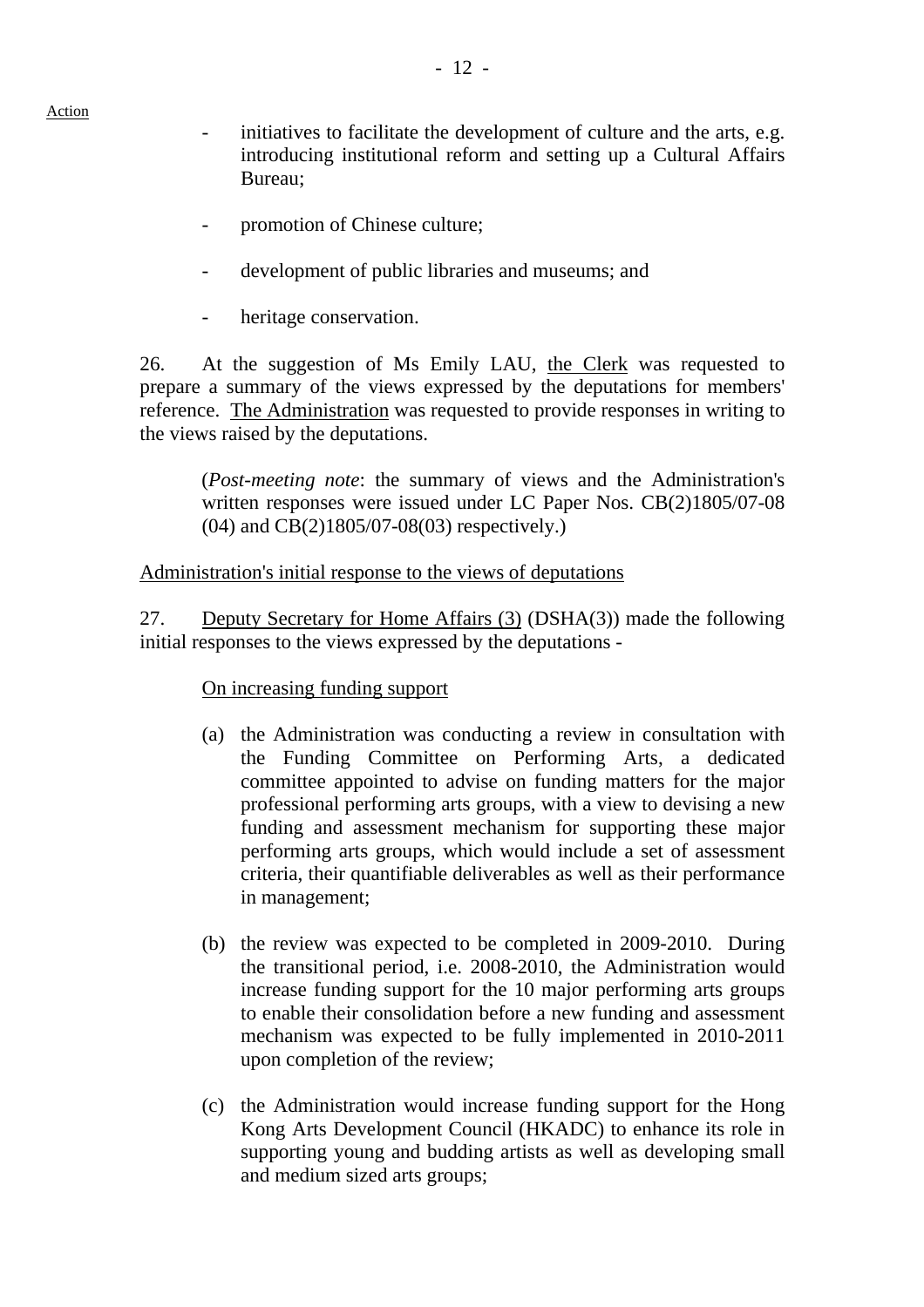Action

- initiatives to facilitate the development of culture and the arts, e.g. introducing institutional reform and setting up a Cultural Affairs Bureau;

- promotion of Chinese culture;

- development of public libraries and museums; and

- heritage conservation.

26. At the suggestion of Ms Emily LAU, the Clerk was requested to prepare a summary of the views expressed by the deputations for members' reference. The Administration was requested to provide responses in writing to the views raised by the deputations.

> (*Post-meeting note*: the summary of views and the Administration's written responses were issued under LC Paper Nos. CB(2)1805/07-08 (04) and CB(2)1805/07-08(03) respectively.)

Administration's initial response to the views of deputations

27. Deputy Secretary for Home Affairs (3) (DSHA(3)) made the following initial responses to the views expressed by the deputations -

On increasing funding support

(a) the Administration was conducting a review in consultation with the Funding Committee on Performing Arts, a dedicated committee appointed to advise on funding matters for the major professional performing arts groups, with a view to devising a new funding and assessment mechanism for supporting these major performing arts groups, which would include a set of assessment criteria, their quantifiable deliverables as well as their performance in management;

(b) the review was expected to be completed in 2009-2010. During the transitional period, i.e. 2008-2010, the Administration would increase funding support for the 10 major performing arts groups to enable their consolidation before a new funding and assessment mechanism was expected to be fully implemented in 2010-2011 upon completion of the review;

(c) the Administration would increase funding support for the Hong Kong Arts Development Council (HKADC) to enhance its role in supporting young and budding artists as well as developing small and medium sized arts groups;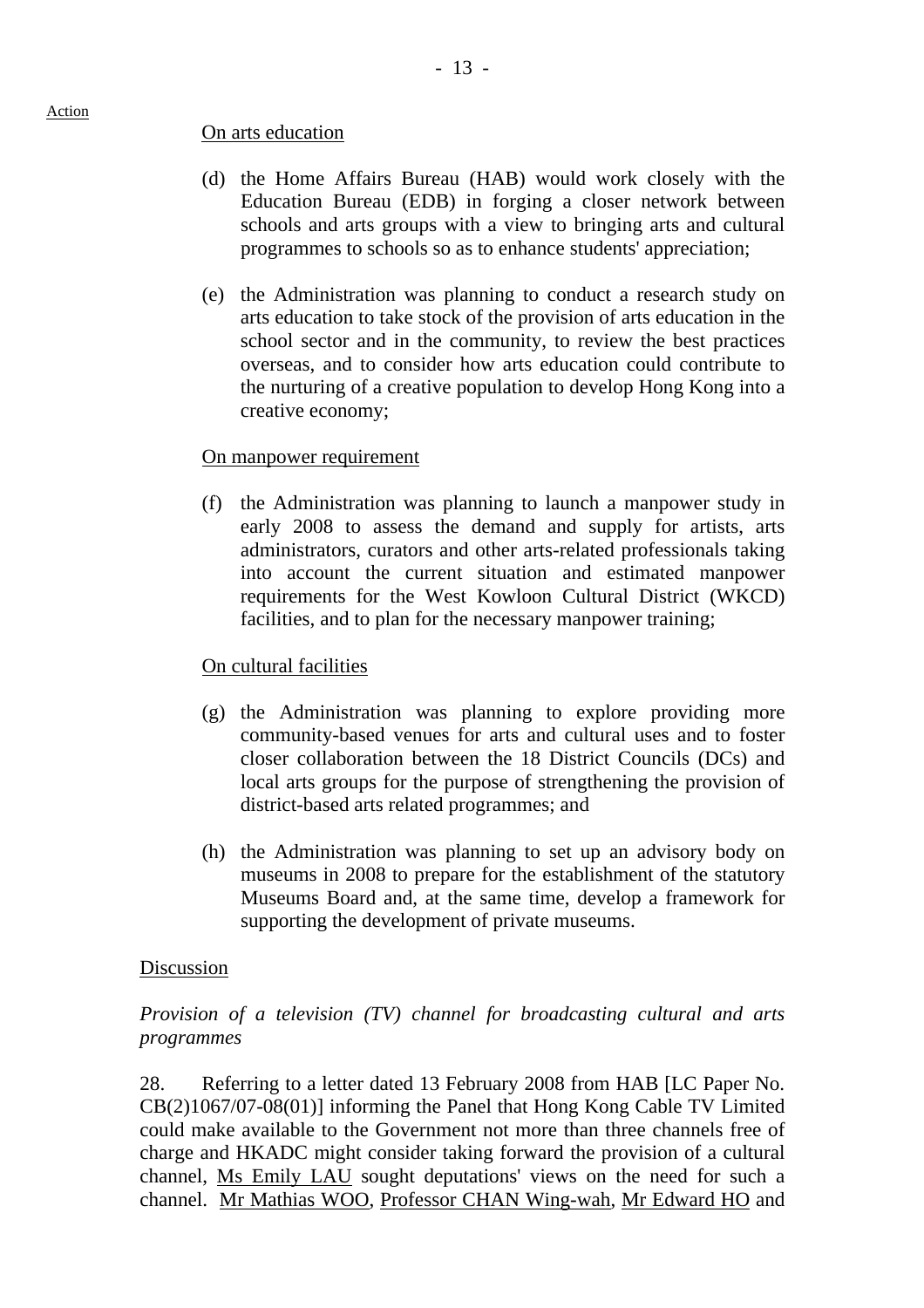On arts education

(d) the Home Affairs Bureau (HAB) would work closely with the Education Bureau (EDB) in forging a closer network between schools and arts groups with a view to bringing arts and cultural programmes to schools so as to enhance students' appreciation;

(e) the Administration was planning to conduct a research study on arts education to take stock of the provision of arts education in the school sector and in the community, to review the best practices overseas, and to consider how arts education could contribute to the nurturing of a creative population to develop Hong Kong into a creative economy;

On manpower requirement

(f) the Administration was planning to launch a manpower study in early 2008 to assess the demand and supply for artists, arts administrators, curators and other arts-related professionals taking into account the current situation and estimated manpower requirements for the West Kowloon Cultural District (WKCD) facilities, and to plan for the necessary manpower training;

On cultural facilities

(g) the Administration was planning to explore providing more community-based venues for arts and cultural uses and to foster closer collaboration between the 18 District Councils (DCs) and local arts groups for the purpose of strengthening the provision of district-based arts related programmes; and

(h) the Administration was planning to set up an advisory body on museums in 2008 to prepare for the establishment of the statutory Museums Board and, at the same time, develop a framework for supporting the development of private museums.

Discussion

*Provision of a television (TV) channel for broadcasting cultural and arts programmes*

28. Referring to a letter dated 13 February 2008 from HAB [LC Paper No. CB(2)1067/07-08(01)] informing the Panel that Hong Kong Cable TV Limited could make available to the Government not more than three channels free of charge and HKADC might consider taking forward the provision of a cultural channel, Ms Emily LAU sought deputations' views on the need for such a channel. Mr Mathias WOO, Professor CHAN Wing-wah, Mr Edward HO and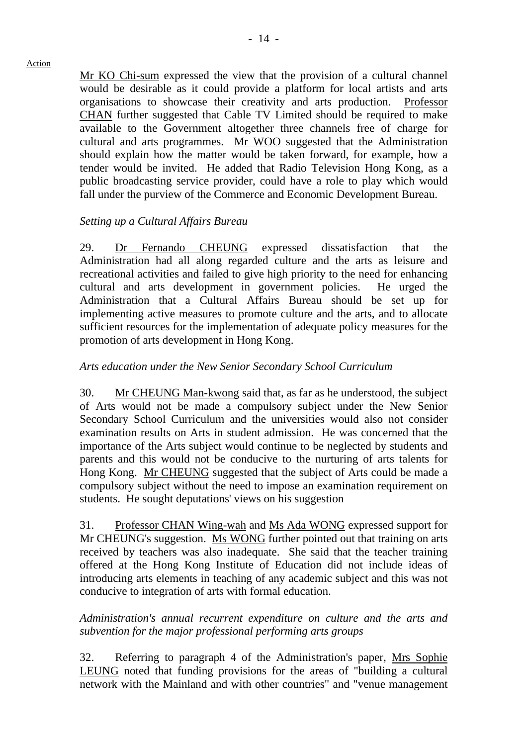Action

Mr KO Chi-sum expressed the view that the provision of a cultural channel would be desirable as it could provide a platform for local artists and arts organisations to showcase their creativity and arts production. Professor CHAN further suggested that Cable TV Limited should be required to make available to the Government altogether three channels free of charge for cultural and arts programmes. Mr WOO suggested that the Administration should explain how the matter would be taken forward, for example, how a tender would be invited. He added that Radio Television Hong Kong, as a public broadcasting service provider, could have a role to play which would fall under the purview of the Commerce and Economic Development Bureau.

*Setting up a Cultural Affairs Bureau*

29. Dr Fernando CHEUNG expressed dissatisfaction that the Administration had all along regarded culture and the arts as leisure and recreational activities and failed to give high priority to the need for enhancing cultural and arts development in government policies. He urged the Administration that a Cultural Affairs Bureau should be set up for implementing active measures to promote culture and the arts, and to allocate sufficient resources for the implementation of adequate policy measures for the promotion of arts development in Hong Kong.

*Arts education under the New Senior Secondary School Curriculum*

30. Mr CHEUNG Man-kwong said that, as far as he understood, the subject of Arts would not be made a compulsory subject under the New Senior Secondary School Curriculum and the universities would also not consider examination results on Arts in student admission. He was concerned that the importance of the Arts subject would continue to be neglected by students and parents and this would not be conducive to the nurturing of arts talents for Hong Kong. Mr CHEUNG suggested that the subject of Arts could be made a compulsory subject without the need to impose an examination requirement on students. He sought deputations' views on his suggestion

31. Professor CHAN Wing-wah and Ms Ada WONG expressed support for Mr CHEUNG's suggestion. Ms WONG further pointed out that training on arts received by teachers was also inadequate. She said that the teacher training offered at the Hong Kong Institute of Education did not include ideas of introducing arts elements in teaching of any academic subject and this was not conducive to integration of arts with formal education.

*Administration's annual recurrent expenditure on culture and the arts and subvention for the major professional performing arts groups*

32. Referring to paragraph 4 of the Administration's paper, Mrs Sophie LEUNG noted that funding provisions for the areas of "building a cultural network with the Mainland and with other countries" and "venue management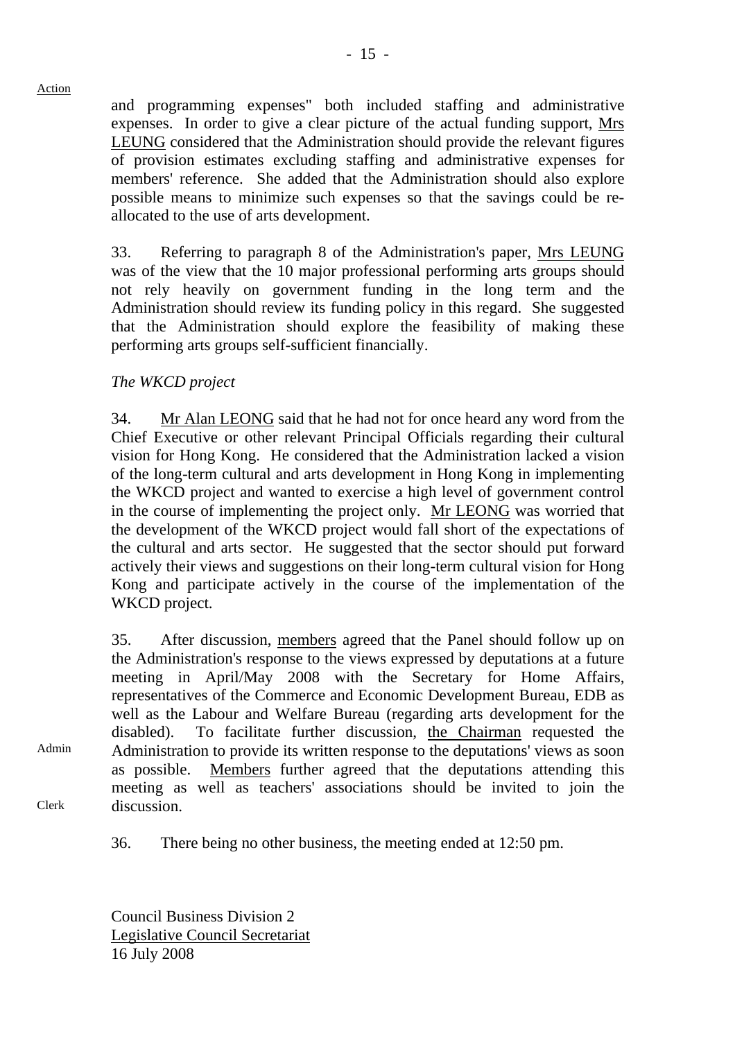Action

and programming expenses" both included staffing and administrative expenses. In order to give a clear picture of the actual funding support, Mrs LEUNG considered that the Administration should provide the relevant figures of provision estimates excluding staffing and administrative expenses for members' reference. She added that the Administration should also explore possible means to minimize such expenses so that the savings could be re-allocated to the use of arts development.

33. Referring to paragraph 8 of the Administration's paper, Mrs LEUNG was of the view that the 10 major professional performing arts groups should not rely heavily on government funding in the long term and the Administration should review its funding policy in this regard. She suggested that the Administration should explore the feasibility of making these performing arts groups self-sufficient financially.

*The WKCD project*

34. Mr Alan LEONG said that he had not for once heard any word from the Chief Executive or other relevant Principal Officials regarding their cultural vision for Hong Kong. He considered that the Administration lacked a vision of the long-term cultural and arts development in Hong Kong in implementing the WKCD project and wanted to exercise a high level of government control in the course of implementing the project only. Mr LEONG was worried that the development of the WKCD project would fall short of the expectations of the cultural and arts sector. He suggested that the sector should put forward actively their views and suggestions on their long-term cultural vision for Hong Kong and participate actively in the course of the implementation of the WKCD project.

35. After discussion, members agreed that the Panel should follow up on the Administration's response to the views expressed by deputations at a future meeting in April/May 2008 with the Secretary for Home Affairs, representatives of the Commerce and Economic Development Bureau, EDB as well as the Labour and Welfare Bureau (regarding arts development for the disabled). To facilitate further discussion, the Chairman requested the Administration to provide its written response to the deputations' views as soon as possible. Members further agreed that the deputations attending this meeting as well as teachers' associations should be invited to join the discussion.

Admin

Clerk

36. There being no other business, the meeting ended at 12:50 pm.

Council Business Division 2
Legislative Council Secretariat
16 July 2008